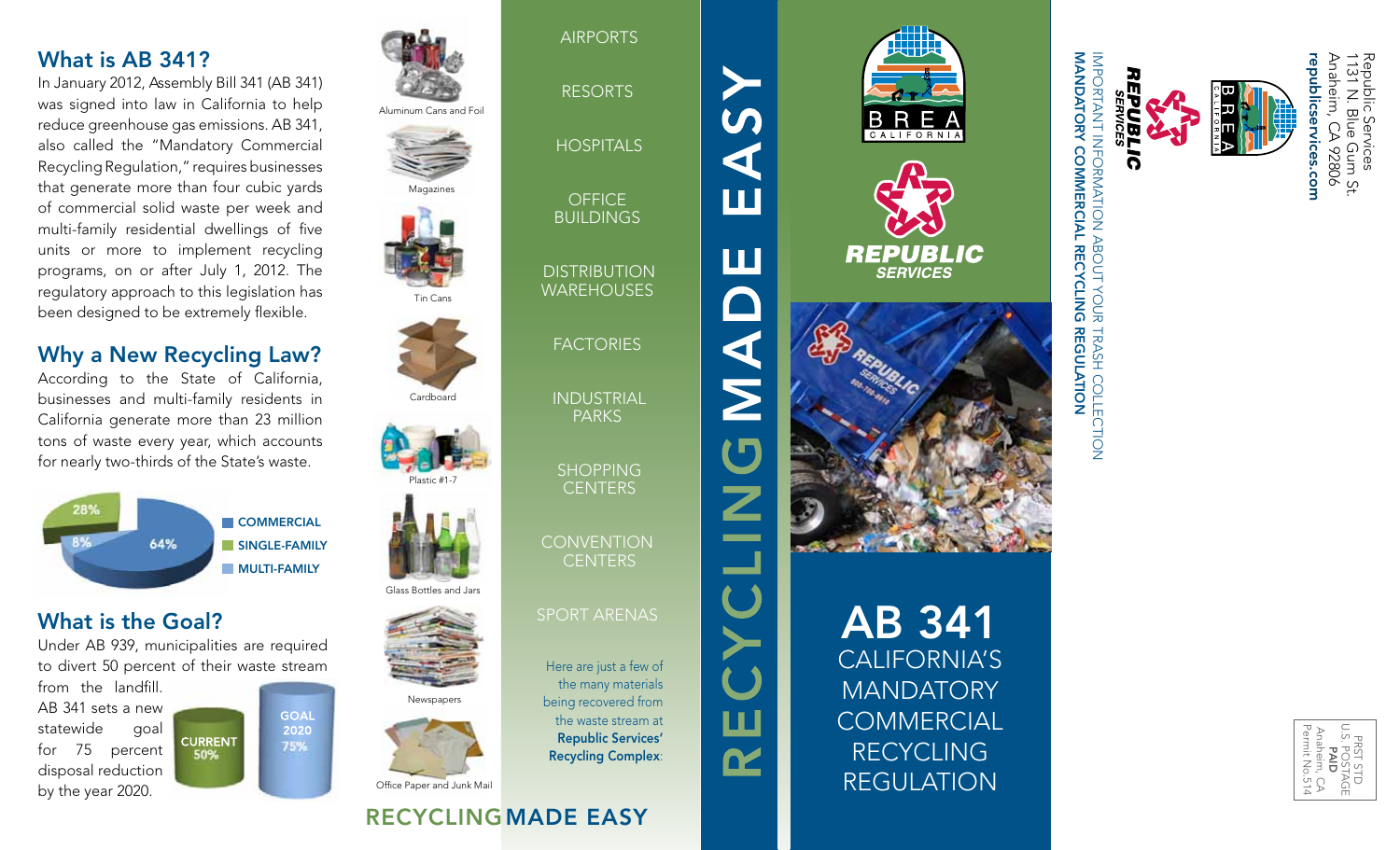## What is AB 341?

In January 2012, Assembly Bill 341 (AB 341) was signed into law in California to help reduce greenhouse gas emissions. AB 341, also called the "Mandatory Commercial Recycling Regulation," requires businesses that generate more than four cubic yards of commercial solid waste per week and multi-family residential dwellings of five units or more to implement recycling programs, on or after July 1, 2012. The regulatory approach to this legislation has been designed to be extremely flexible.

## Why a New Recycling Law?

According to the State of California, businesses and multi-family residents in California generate more than 23 million tons of waste every year, which accounts for nearly two-thirds of the State's waste.

- COMMERCIAL: 64%
- SINGLE-FAMILY: 28%
- MULTI-FAMILY: 8%

## What is the Goal?

Under AB 939, municipalities are required to divert 50 percent of their waste stream from the landfill. AB 341 sets a new statewide goal for 75 percent disposal reduction by the year 2020.

- CURRENT: 50%
- GOAL 2020: 75%

Aluminum Cans and Foil

Magazines

Tin Cans

Cardboard

Plastic #1-7

Glass Bottles and Jars

Newspapers

Office Paper and Junk Mail

RECYCLING MADE EASY

AIRPORTS

RESORTS

HOSPITALS

OFFICE BUILDINGS

DISTRIBUTION WAREHOUSES

FACTORIES

INDUSTRIAL PARKS

SHOPPING CENTERS

CONVENTION CENTERS

SPORT ARENAS

Here are just a few of the many materials being recovered from the waste stream at **Republic Services' Recycling Complex**:

# RECYCLING MADE EASY

BREA CALIFORNIA

REPUBLIC SERVICES

# AB 341

## CALIFORNIA'S MANDATORY COMMERCIAL RECYCLING REGULATION

IMPORTANT INFORMATION ABOUT YOUR TRASH COLLECTION

**MANDATORY COMMERCIAL RECYCLING REGULATION**

Republic Services
131 N. Blue Gum St.
Anaheim, CA 92806
**republicservices.com**

PRST STD
U.S. POSTAGE
**PAID**
Anaheim, CA
Permit No.514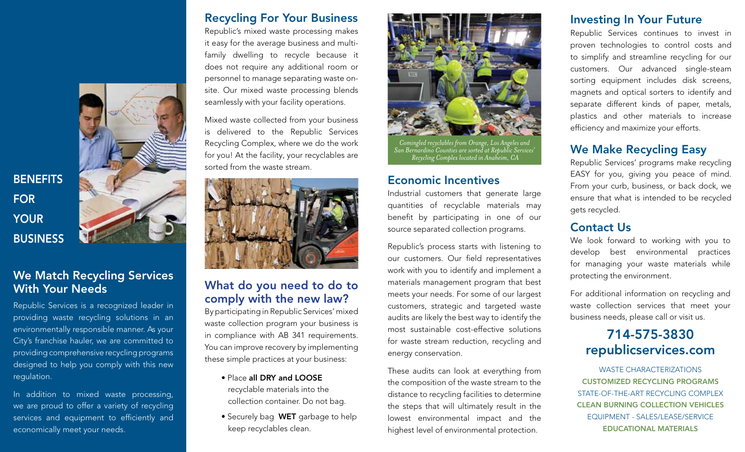# BENEFITS FOR YOUR BUSINESS

## We Match Recycling Services With Your Needs

Republic Services is a recognized leader in providing waste recycling solutions in an environmentally responsible manner. As your City's franchise hauler, we are committed to providing comprehensive recycling programs designed to help you comply with this new regulation.

In addition to mixed waste processing, we are proud to offer a variety of recycling services and equipment to efficiently and economically meet your needs.

## Recycling For Your Business

Republic's mixed waste processing makes it easy for the average business and multi-family dwelling to recycle because it does not require any additional room or personnel to manage separating waste on-site. Our mixed waste processing blends seamlessly with your facility operations.

Mixed waste collected from your business is delivered to the Republic Services Recycling Complex, where we do the work for you! At the facility, your recyclables are sorted from the waste stream.

## What do you need to do to comply with the new law?

By participating in Republic Services' mixed waste collection program your business is in compliance with AB 341 requirements. You can improve recovery by implementing these simple practices at your business:

- Place **all DRY and LOOSE** recyclable materials into the collection container. Do not bag.
- Securely bag **WET** garbage to help keep recyclables clean.

*Comingled recyclables from Orange, Los Angeles and San Bernardino Counties are sorted at Republic Services' Recycling Complex located in Anaheim, CA*

## Economic Incentives

Industrial customers that generate large quantities of recyclable materials may benefit by participating in one of our source separated collection programs.

Republic's process starts with listening to our customers. Our field representatives work with you to identify and implement a materials management program that best meets your needs. For some of our largest customers, strategic and targeted waste audits are likely the best way to identify the most sustainable cost-effective solutions for waste stream reduction, recycling and energy conservation.

These audits can look at everything from the composition of the waste stream to the distance to recycling facilities to determine the steps that will ultimately result in the lowest environmental impact and the highest level of environmental protection.

## Investing In Your Future

Republic Services continues to invest in proven technologies to control costs and to simplify and streamline recycling for our customers. Our advanced single-steam sorting equipment includes disk screens, magnets and optical sorters to identify and separate different kinds of paper, metals, plastics and other materials to increase efficiency and maximize your efforts.

## We Make Recycling Easy

Republic Services' programs make recycling EASY for you, giving you peace of mind. From your curb, business, or back dock, we ensure that what is intended to be recycled gets recycled.

## Contact Us

We look forward to working with you to develop best environmental practices for managing your waste materials while protecting the environment.

For additional information on recycling and waste collection services that meet your business needs, please call or visit us.

**714-575-3830**
**republicservices.com**

WASTE CHARACTERIZATIONS
**CUSTOMIZED RECYCLING PROGRAMS**
STATE-OF-THE-ART RECYCLING COMPLEX
**CLEAN BURNING COLLECTION VEHICLES**
EQUIPMENT - SALES/LEASE/SERVICE
**EDUCATIONAL MATERIALS**